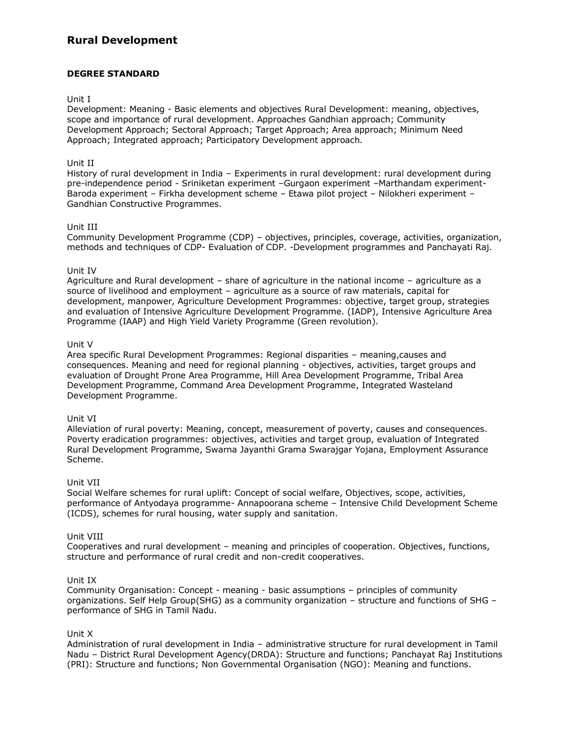# Rural Development

**DEGREE STANDARD**

Unit I
Development: Meaning - Basic elements and objectives Rural Development: meaning, objectives, scope and importance of rural development. Approaches Gandhian approach; Community Development Approach; Sectoral Approach; Target Approach; Area approach; Minimum Need Approach; Integrated approach; Participatory Development approach.

Unit II
History of rural development in India – Experiments in rural development: rural development during pre-independence period - Sriniketan experiment –Gurgaon experiment –Marthandam experiment- Baroda experiment – Firkha development scheme – Etawa pilot project – Nilokheri experiment – Gandhian Constructive Programmes.

Unit III
Community Development Programme (CDP) – objectives, principles, coverage, activities, organization, methods and techniques of CDP- Evaluation of CDP. -Development programmes and Panchayati Raj.

Unit IV
Agriculture and Rural development – share of agriculture in the national income – agriculture as a source of livelihood and employment – agriculture as a source of raw materials, capital for development, manpower, Agriculture Development Programmes: objective, target group, strategies and evaluation of Intensive Agriculture Development Programme. (IADP), Intensive Agriculture Area Programme (IAAP) and High Yield Variety Programme (Green revolution).

Unit V
Area specific Rural Development Programmes: Regional disparities – meaning,causes and consequences. Meaning and need for regional planning - objectives, activities, target groups and evaluation of Drought Prone Area Programme, Hill Area Development Programme, Tribal Area Development Programme, Command Area Development Programme, Integrated Wasteland Development Programme.

Unit VI
Alleviation of rural poverty: Meaning, concept, measurement of poverty, causes and consequences. Poverty eradication programmes: objectives, activities and target group, evaluation of Integrated Rural Development Programme, Swarna Jayanthi Grama Swarajgar Yojana, Employment Assurance Scheme.

Unit VII
Social Welfare schemes for rural uplift: Concept of social welfare, Objectives, scope, activities, performance of Antyodaya programme- Annapoorana scheme – Intensive Child Development Scheme (ICDS), schemes for rural housing, water supply and sanitation.

Unit VIII
Cooperatives and rural development – meaning and principles of cooperation. Objectives, functions, structure and performance of rural credit and non-credit cooperatives.

Unit IX
Community Organisation: Concept - meaning - basic assumptions – principles of community organizations. Self Help Group(SHG) as a community organization – structure and functions of SHG – performance of SHG in Tamil Nadu.

Unit X
Administration of rural development in India – administrative structure for rural development in Tamil Nadu – District Rural Development Agency(DRDA): Structure and functions; Panchayat Raj Institutions (PRI): Structure and functions; Non Governmental Organisation (NGO): Meaning and functions.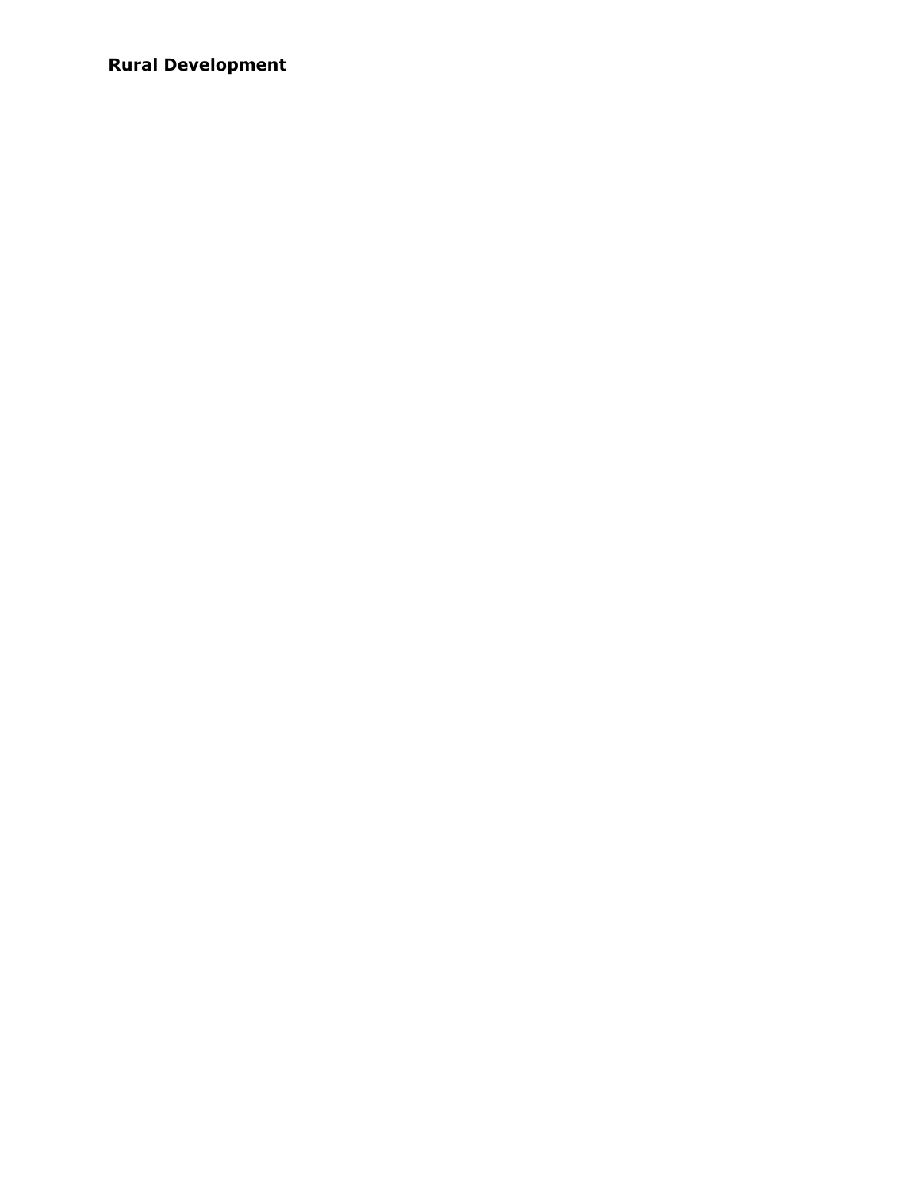**Rural Development**